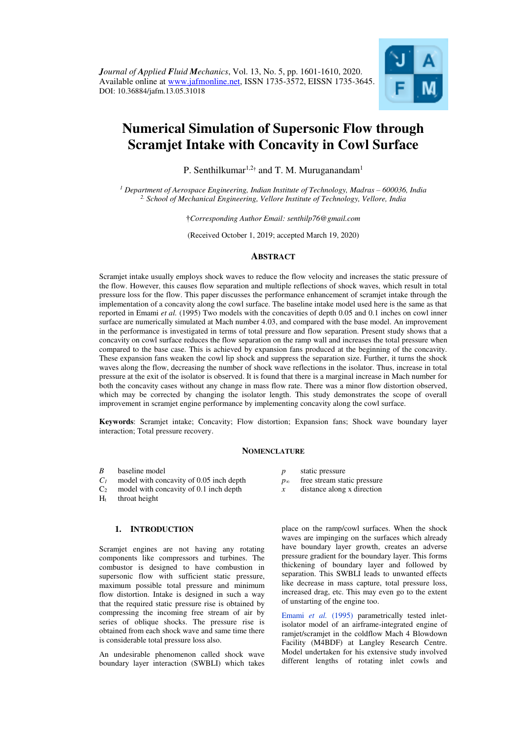# Numerical Simulation of Supersonic Flow through Scramjet Intake with Concavity in Cowl Surface

P. Senthilkumar[1,2†] and T. M. Muruganandam[1]

[1] *Department of Aerospace Engineering, Indian Institute of Technology, Madras – 600036, India*
[2.] *School of Mechanical Engineering, Vellore Institute of Technology, Vellore, India*

†*Corresponding Author Email: senthilp76@gmail.com*

(Received October 1, 2019; accepted March 19, 2020)

## ABSTRACT

Scramjet intake usually employs shock waves to reduce the flow velocity and increases the static pressure of the flow. However, this causes flow separation and multiple reflections of shock waves, which result in total pressure loss for the flow. This paper discusses the performance enhancement of scramjet intake through the implementation of a concavity along the cowl surface. The baseline intake model used here is the same as that reported in Emami *et al.* (1995) Two models with the concavities of depth 0.05 and 0.1 inches on cowl inner surface are numerically simulated at Mach number 4.03, and compared with the base model. An improvement in the performance is investigated in terms of total pressure and flow separation. Present study shows that a concavity on cowl surface reduces the flow separation on the ramp wall and increases the total pressure when compared to the base case. This is achieved by expansion fans produced at the beginning of the concavity. These expansion fans weaken the cowl lip shock and suppress the separation size. Further, it turns the shock waves along the flow, decreasing the number of shock wave reflections in the isolator. Thus, increase in total pressure at the exit of the isolator is observed. It is found that there is a marginal increase in Mach number for both the concavity cases without any change in mass flow rate. There was a minor flow distortion observed, which may be corrected by changing the isolator length. This study demonstrates the scope of overall improvement in scramjet engine performance by implementing concavity along the cowl surface.

**Keywords**: Scramjet intake; Concavity; Flow distortion; Expansion fans; Shock wave boundary layer interaction; Total pressure recovery.

## NOMENCLATURE

| | | | |
|---|---|---|---|
| $B$ | baseline model | $p$ | static pressure |
| $C_1$ | model with concavity of 0.05 inch depth | $p_\infty$ | free stream static pressure |
| $C_2$ | model with concavity of 0.1 inch depth | $x$ | distance along x direction |
| $H_t$ | throat height | | |

## 1. INTRODUCTION

Scramjet engines are not having any rotating components like compressors and turbines. The combustor is designed to have combustion in supersonic flow with sufficient static pressure, maximum possible total pressure and minimum flow distortion. Intake is designed in such a way that the required static pressure rise is obtained by compressing the incoming free stream of air by series of oblique shocks. The pressure rise is obtained from each shock wave and same time there is considerable total pressure loss also.

An undesirable phenomenon called shock wave boundary layer interaction (SWBLI) which takes place on the ramp/cowl surfaces. When the shock waves are impinging on the surfaces which already have boundary layer growth, creates an adverse pressure gradient for the boundary layer. This forms thickening of boundary layer and followed by separation. This SWBLI leads to unwanted effects like decrease in mass capture, total pressure loss, increased drag, etc. This may even go to the extent of unstarting of the engine too.

Emami *et al.* (1995) parametrically tested inlet-isolator model of an airframe-integrated engine of ramjet/scramjet in the coldflow Mach 4 Blowdown Facility (M4BDF) at Langley Research Centre. Model undertaken for his extensive study involved different lengths of rotating inlet cowls and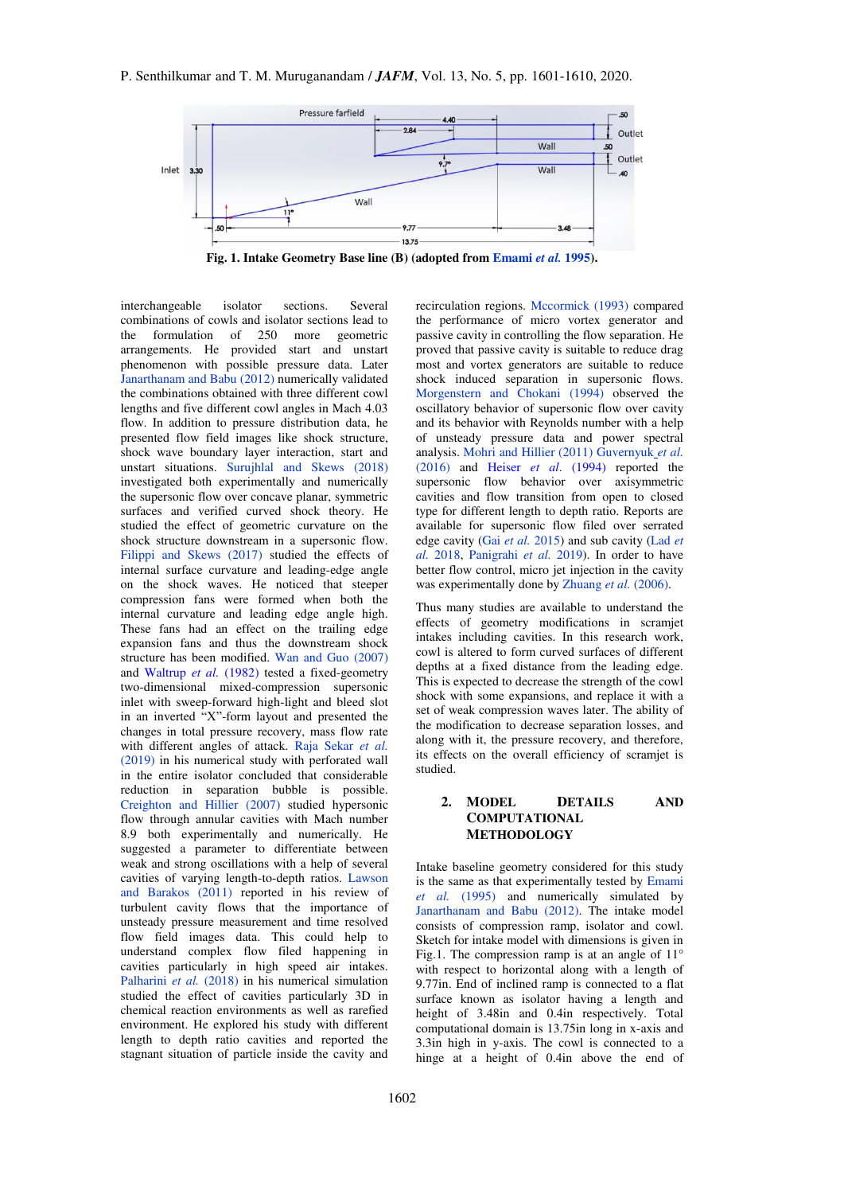Fig. 1. Intake Geometry Base line (B) (adopted from Emami *et al.* 1995).

interchangeable isolator sections. Several combinations of cowls and isolator sections lead to the formulation of 250 more geometric arrangements. He provided start and unstart phenomenon with possible pressure data. Later Janarthanam and Babu (2012) numerically validated the combinations obtained with three different cowl lengths and five different cowl angles in Mach 4.03 flow. In addition to pressure distribution data, he presented flow field images like shock structure, shock wave boundary layer interaction, start and unstart situations. Surujhlal and Skews (2018) investigated both experimentally and numerically the supersonic flow over concave planar, symmetric surfaces and verified curved shock theory. He studied the effect of geometric curvature on the shock structure downstream in a supersonic flow. Filippi and Skews (2017) studied the effects of internal surface curvature and leading-edge angle on the shock waves. He noticed that steeper compression fans were formed when both the internal curvature and leading edge angle high. These fans had an effect on the trailing edge expansion fans and thus the downstream shock structure has been modified. Wan and Guo (2007) and Waltrup *et al.* (1982) tested a fixed-geometry two-dimensional mixed-compression supersonic inlet with sweep-forward high-light and bleed slot in an inverted "X"-form layout and presented the changes in total pressure recovery, mass flow rate with different angles of attack. Raja Sekar *et al.* (2019) in his numerical study with perforated wall in the entire isolator concluded that considerable reduction in separation bubble is possible. Creighton and Hillier (2007) studied hypersonic flow through annular cavities with Mach number 8.9 both experimentally and numerically. He suggested a parameter to differentiate between weak and strong oscillations with a help of several cavities of varying length-to-depth ratios. Lawson and Barakos (2011) reported in his review of turbulent cavity flows that the importance of unsteady pressure measurement and time resolved flow field images data. This could help to understand complex flow filed happening in cavities particularly in high speed air intakes. Palharini *et al.* (2018) in his numerical simulation studied the effect of cavities particularly 3D in chemical reaction environments as well as rarefied environment. He explored his study with different length to depth ratio cavities and reported the stagnant situation of particle inside the cavity and recirculation regions. Mccormick (1993) compared the performance of micro vortex generator and passive cavity in controlling the flow separation. He proved that passive cavity is suitable to reduce drag most and vortex generators are suitable to reduce shock induced separation in supersonic flows. Morgenstern and Chokani (1994) observed the oscillatory behavior of supersonic flow over cavity and its behavior with Reynolds number with a help of unsteady pressure data and power spectral analysis. Mohri and Hillier (2011) Guvernyuk *et al.* (2016) and Heiser *et al.* (1994) reported the supersonic flow behavior over axisymmetric cavities and flow transition from open to closed type for different length to depth ratio. Reports are available for supersonic flow filed over serrated edge cavity (Gai *et al.* 2015) and sub cavity (Lad *et al.* 2018, Panigrahi *et al.* 2019). In order to have better flow control, micro jet injection in the cavity was experimentally done by Zhuang *et al.* (2006).

Thus many studies are available to understand the effects of geometry modifications in scramjet intakes including cavities. In this research work, cowl is altered to form curved surfaces of different depths at a fixed distance from the leading edge. This is expected to decrease the strength of the cowl shock with some expansions, and replace it with a set of weak compression waves later. The ability of the modification to decrease separation losses, and along with it, the pressure recovery, and therefore, its effects on the overall efficiency of scramjet is studied.

## 2. MODEL DETAILS AND COMPUTATIONAL METHODOLOGY

Intake baseline geometry considered for this study is the same as that experimentally tested by Emami *et al.* (1995) and numerically simulated by Janarthanam and Babu (2012). The intake model consists of compression ramp, isolator and cowl. Sketch for intake model with dimensions is given in Fig.1. The compression ramp is at an angle of 11° with respect to horizontal along with a length of 9.77in. End of inclined ramp is connected to a flat surface known as isolator having a length and height of 3.48in and 0.4in respectively. Total computational domain is 13.75in long in x-axis and 3.3in high in y-axis. The cowl is connected to a hinge at a height of 0.4in above the end of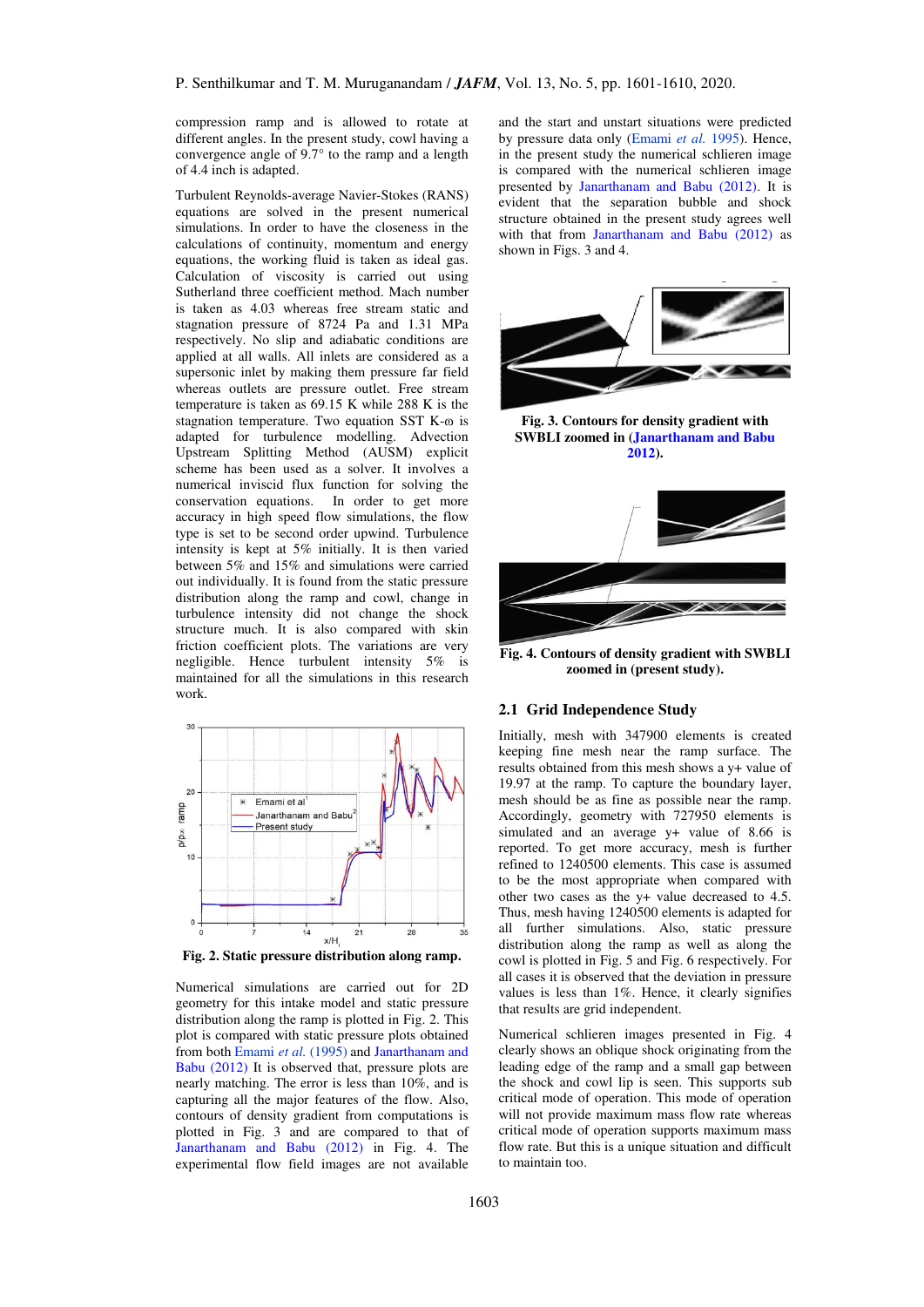compression ramp and is allowed to rotate at different angles. In the present study, cowl having a convergence angle of 9.7° to the ramp and a length of 4.4 inch is adapted.

Turbulent Reynolds-average Navier-Stokes (RANS) equations are solved in the present numerical simulations. In order to have the closeness in the calculations of continuity, momentum and energy equations, the working fluid is taken as ideal gas. Calculation of viscosity is carried out using Sutherland three coefficient method. Mach number is taken as 4.03 whereas free stream static and stagnation pressure of 8724 Pa and 1.31 MPa respectively. No slip and adiabatic conditions are applied at all walls. All inlets are considered as a supersonic inlet by making them pressure far field whereas outlets are pressure outlet. Free stream temperature is taken as 69.15 K while 288 K is the stagnation temperature. Two equation SST K-ω is adapted for turbulence modelling. Advection Upstream Splitting Method (AUSM) explicit scheme has been used as a solver. It involves a numerical inviscid flux function for solving the conservation equations. In order to get more accuracy in high speed flow simulations, the flow type is set to be second order upwind. Turbulence intensity is kept at 5% initially. It is then varied between 5% and 15% and simulations were carried out individually. It is found from the static pressure distribution along the ramp and cowl, change in turbulence intensity did not change the shock structure much. It is also compared with skin friction coefficient plots. The variations are very negligible. Hence turbulent intensity 5% is maintained for all the simulations in this research work.

**Fig. 2. Static pressure distribution along ramp.**

Numerical simulations are carried out for 2D geometry for this intake model and static pressure distribution along the ramp is plotted in Fig. 2. This plot is compared with static pressure plots obtained from both Emami *et al.* (1995) and Janarthanam and Babu (2012) It is observed that, pressure plots are nearly matching. The error is less than 10%, and is capturing all the major features of the flow. Also, contours of density gradient from computations is plotted in Fig. 3 and are compared to that of Janarthanam and Babu (2012) in Fig. 4. The experimental flow field images are not available and the start and unstart situations were predicted by pressure data only (Emami *et al.* 1995). Hence, in the present study the numerical schlieren image is compared with the numerical schlieren image presented by Janarthanam and Babu (2012). It is evident that the separation bubble and shock structure obtained in the present study agrees well with that from Janarthanam and Babu (2012) as shown in Figs. 3 and 4.

**Fig. 3. Contours for density gradient with SWBLI zoomed in (Janarthanam and Babu 2012).**

**Fig. 4. Contours of density gradient with SWBLI zoomed in (present study).**

## 2.1 Grid Independence Study

Initially, mesh with 347900 elements is created keeping fine mesh near the ramp surface. The results obtained from this mesh shows a y+ value of 19.97 at the ramp. To capture the boundary layer, mesh should be as fine as possible near the ramp. Accordingly, geometry with 727950 elements is simulated and an average y+ value of 8.66 is reported. To get more accuracy, mesh is further refined to 1240500 elements. This case is assumed to be the most appropriate when compared with other two cases as the y+ value decreased to 4.5. Thus, mesh having 1240500 elements is adapted for all further simulations. Also, static pressure distribution along the ramp as well as along the cowl is plotted in Fig. 5 and Fig. 6 respectively. For all cases it is observed that the deviation in pressure values is less than 1%. Hence, it clearly signifies that results are grid independent.

Numerical schlieren images presented in Fig. 4 clearly shows an oblique shock originating from the leading edge of the ramp and a small gap between the shock and cowl lip is seen. This supports sub critical mode of operation. This mode of operation will not provide maximum mass flow rate whereas critical mode of operation supports maximum mass flow rate. But this is a unique situation and difficult to maintain too.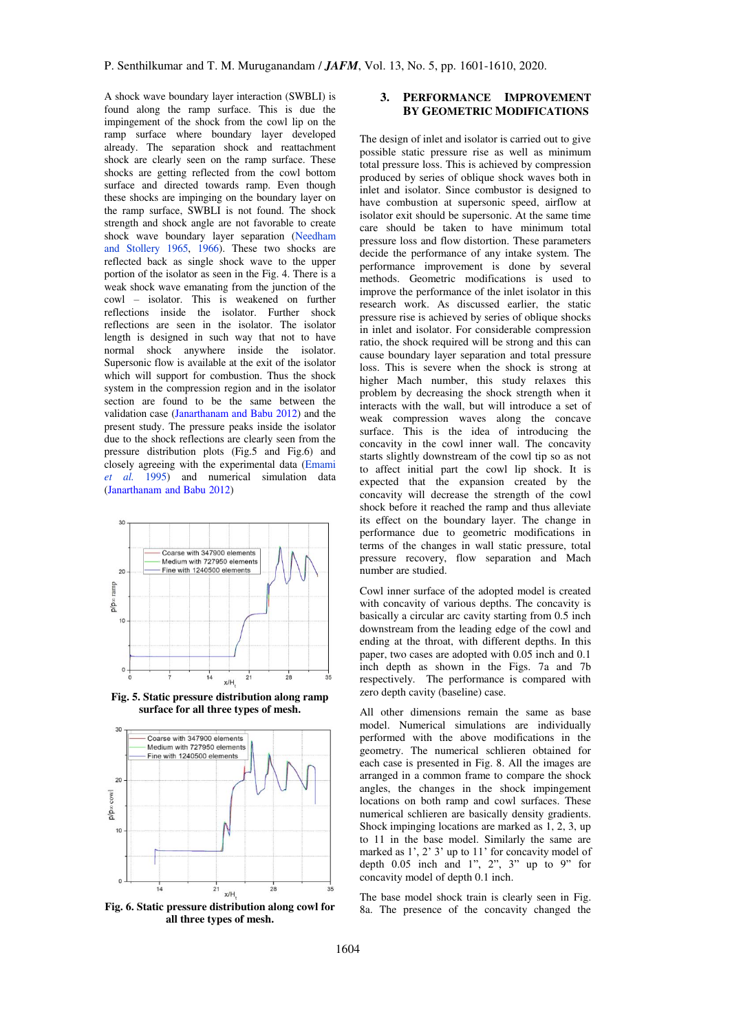A shock wave boundary layer interaction (SWBLI) is found along the ramp surface. This is due the impingement of the shock from the cowl lip on the ramp surface where boundary layer developed already. The separation shock and reattachment shock are clearly seen on the ramp surface. These shocks are getting reflected from the cowl bottom surface and directed towards ramp. Even though these shocks are impinging on the boundary layer on the ramp surface, SWBLI is not found. The shock strength and shock angle are not favorable to create shock wave boundary layer separation (Needham and Stollery 1965, 1966). These two shocks are reflected back as single shock wave to the upper portion of the isolator as seen in the Fig. 4. There is a weak shock wave emanating from the junction of the cowl – isolator. This is weakened on further reflections inside the isolator. Further shock reflections are seen in the isolator. The isolator length is designed in such way that not to have normal shock anywhere inside the isolator. Supersonic flow is available at the exit of the isolator which will support for combustion. Thus the shock system in the compression region and in the isolator section are found to be the same between the validation case (Janarthanam and Babu 2012) and the present study. The pressure peaks inside the isolator due to the shock reflections are clearly seen from the pressure distribution plots (Fig.5 and Fig.6) and closely agreeing with the experimental data (Emami *et al.* 1995) and numerical simulation data (Janarthanam and Babu 2012)

**Fig. 5. Static pressure distribution along ramp surface for all three types of mesh.**

**Fig. 6. Static pressure distribution along cowl for all three types of mesh.**

## 3. PERFORMANCE IMPROVEMENT BY GEOMETRIC MODIFICATIONS

The design of inlet and isolator is carried out to give possible static pressure rise as well as minimum total pressure loss. This is achieved by compression produced by series of oblique shock waves both in inlet and isolator. Since combustor is designed to have combustion at supersonic speed, airflow at isolator exit should be supersonic. At the same time care should be taken to have minimum total pressure loss and flow distortion. These parameters decide the performance of any intake system. The performance improvement is done by several methods. Geometric modifications is used to improve the performance of the inlet isolator in this research work. As discussed earlier, the static pressure rise is achieved by series of oblique shocks in inlet and isolator. For considerable compression ratio, the shock required will be strong and this can cause boundary layer separation and total pressure loss. This is severe when the shock is strong at higher Mach number, this study relaxes this problem by decreasing the shock strength when it interacts with the wall, but will introduce a set of weak compression waves along the concave surface. This is the idea of introducing the concavity in the cowl inner wall. The concavity starts slightly downstream of the cowl tip so as not to affect initial part the cowl lip shock. It is expected that the expansion created by the concavity will decrease the strength of the cowl shock before it reached the ramp and thus alleviate its effect on the boundary layer. The change in performance due to geometric modifications in terms of the changes in wall static pressure, total pressure recovery, flow separation and Mach number are studied.

Cowl inner surface of the adopted model is created with concavity of various depths. The concavity is basically a circular arc cavity starting from 0.5 inch downstream from the leading edge of the cowl and ending at the throat, with different depths. In this paper, two cases are adopted with 0.05 inch and 0.1 inch depth as shown in the Figs. 7a and 7b respectively. The performance is compared with zero depth cavity (baseline) case.

All other dimensions remain the same as base model. Numerical simulations are individually performed with the above modifications in the geometry. The numerical schlieren obtained for each case is presented in Fig. 8. All the images are arranged in a common frame to compare the shock angles, the changes in the shock impingement locations on both ramp and cowl surfaces. These numerical schlieren are basically density gradients. Shock impinging locations are marked as 1, 2, 3, up to 11 in the base model. Similarly the same are marked as 1', 2' 3' up to 11' for concavity model of depth 0.05 inch and 1", 2", 3" up to 9" for concavity model of depth 0.1 inch.

The base model shock train is clearly seen in Fig. 8a. The presence of the concavity changed the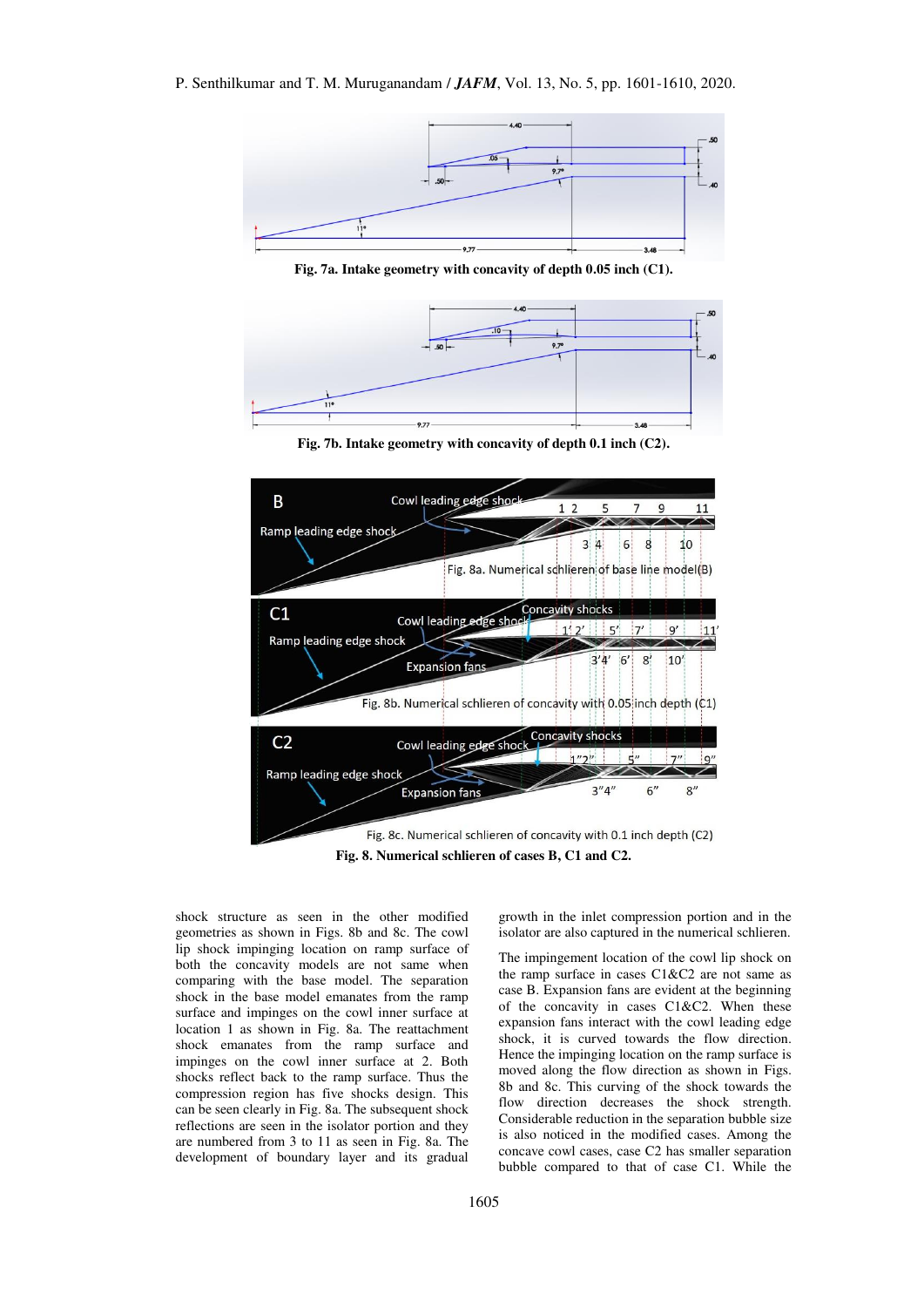Fig. 7a. Intake geometry with concavity of depth 0.05 inch (C1).

Fig. 7b. Intake geometry with concavity of depth 0.1 inch (C2).

Fig. 8a. Numerical schlieren of base line model (B)

Fig. 8b. Numerical schlieren of concavity with 0.05 inch depth (C1)

Fig. 8c. Numerical schlieren of concavity with 0.1 inch depth (C2)

**Fig. 8. Numerical schlieren of cases B, C1 and C2.**

shock structure as seen in the other modified geometries as shown in Figs. 8b and 8c. The cowl lip shock impinging location on ramp surface of both the concavity models are not same when comparing with the base model. The separation shock in the base model emanates from the ramp surface and impinges on the cowl inner surface at location 1 as shown in Fig. 8a. The reattachment shock emanates from the ramp surface and impinges on the cowl inner surface at 2. Both shocks reflect back to the ramp surface. Thus the compression region has five shocks design. This can be seen clearly in Fig. 8a. The subsequent shock reflections are seen in the isolator portion and they are numbered from 3 to 11 as seen in Fig. 8a. The development of boundary layer and its gradual growth in the inlet compression portion and in the isolator are also captured in the numerical schlieren.

The impingement location of the cowl lip shock on the ramp surface in cases C1&C2 are not same as case B. Expansion fans are evident at the beginning of the concavity in cases C1&C2. When these expansion fans interact with the cowl leading edge shock, it is curved towards the flow direction. Hence the impinging location on the ramp surface is moved along the flow direction as shown in Figs. 8b and 8c. This curving of the shock towards the flow direction decreases the shock strength. Considerable reduction in the separation bubble size is also noticed in the modified cases. Among the concave cowl cases, case C2 has smaller separation bubble compared to that of case C1. While the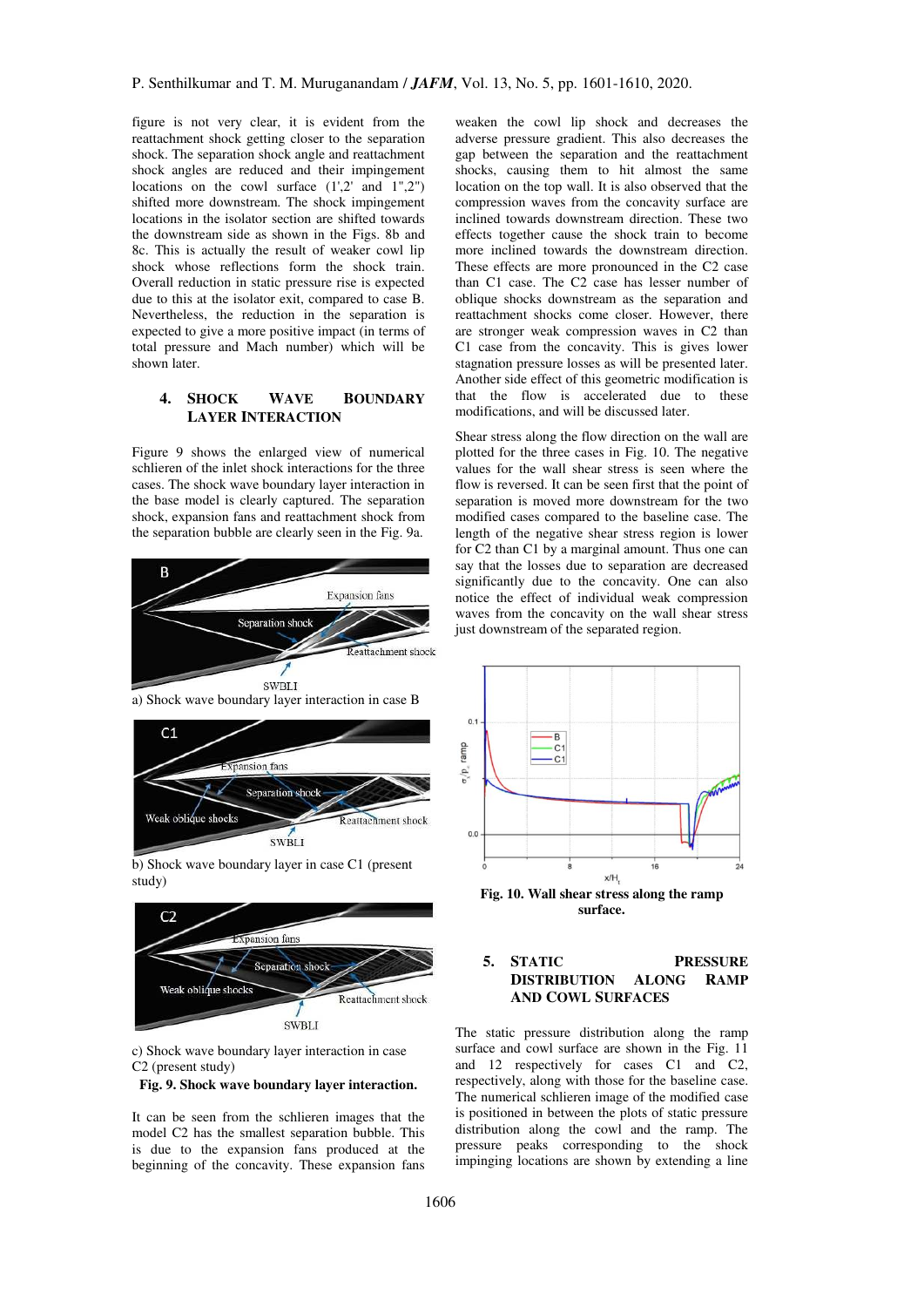figure is not very clear, it is evident from the reattachment shock getting closer to the separation shock. The separation shock angle and reattachment shock angles are reduced and their impingement locations on the cowl surface (1',2' and 1",2") shifted more downstream. The shock impingement locations in the isolator section are shifted towards the downstream side as shown in the Figs. 8b and 8c. This is actually the result of weaker cowl lip shock whose reflections form the shock train. Overall reduction in static pressure rise is expected due to this at the isolator exit, compared to case B. Nevertheless, the reduction in the separation is expected to give a more positive impact (in terms of total pressure and Mach number) which will be shown later.

## 4. SHOCK WAVE BOUNDARY LAYER INTERACTION

Figure 9 shows the enlarged view of numerical schlieren of the inlet shock interactions for the three cases. The shock wave boundary layer interaction in the base model is clearly captured. The separation shock, expansion fans and reattachment shock from the separation bubble are clearly seen in the Fig. 9a.

a) Shock wave boundary layer interaction in case B

b) Shock wave boundary layer in case C1 (present study)

c) Shock wave boundary layer interaction in case C2 (present study)

**Fig. 9. Shock wave boundary layer interaction.**

It can be seen from the schlieren images that the model C2 has the smallest separation bubble. This is due to the expansion fans produced at the beginning of the concavity. These expansion fans weaken the cowl lip shock and decreases the adverse pressure gradient. This also decreases the gap between the separation and the reattachment shocks, causing them to hit almost the same location on the top wall. It is also observed that the compression waves from the concavity surface are inclined towards downstream direction. These two effects together cause the shock train to become more inclined towards the downstream direction. These effects are more pronounced in the C2 case than C1 case. The C2 case has lesser number of oblique shocks downstream as the separation and reattachment shocks come closer. However, there are stronger weak compression waves in C2 than C1 case from the concavity. This is gives lower stagnation pressure losses as will be presented later. Another side effect of this geometric modification is that the flow is accelerated due to these modifications, and will be discussed later.

Shear stress along the flow direction on the wall are plotted for the three cases in Fig. 10. The negative values for the wall shear stress is seen where the flow is reversed. It can be seen first that the point of separation is moved more downstream for the two modified cases compared to the baseline case. The length of the negative shear stress region is lower for C2 than C1 by a marginal amount. Thus one can say that the losses due to separation are decreased significantly due to the concavity. One can also notice the effect of individual weak compression waves from the concavity on the wall shear stress just downstream of the separated region.

**Fig. 10. Wall shear stress along the ramp surface.**

## 5. STATIC PRESSURE DISTRIBUTION ALONG RAMP AND COWL SURFACES

The static pressure distribution along the ramp surface and cowl surface are shown in the Fig. 11 and 12 respectively for cases C1 and C2, respectively, along with those for the baseline case. The numerical schlieren image of the modified case is positioned in between the plots of static pressure distribution along the cowl and the ramp. The pressure peaks corresponding to the shock impinging locations are shown by extending a line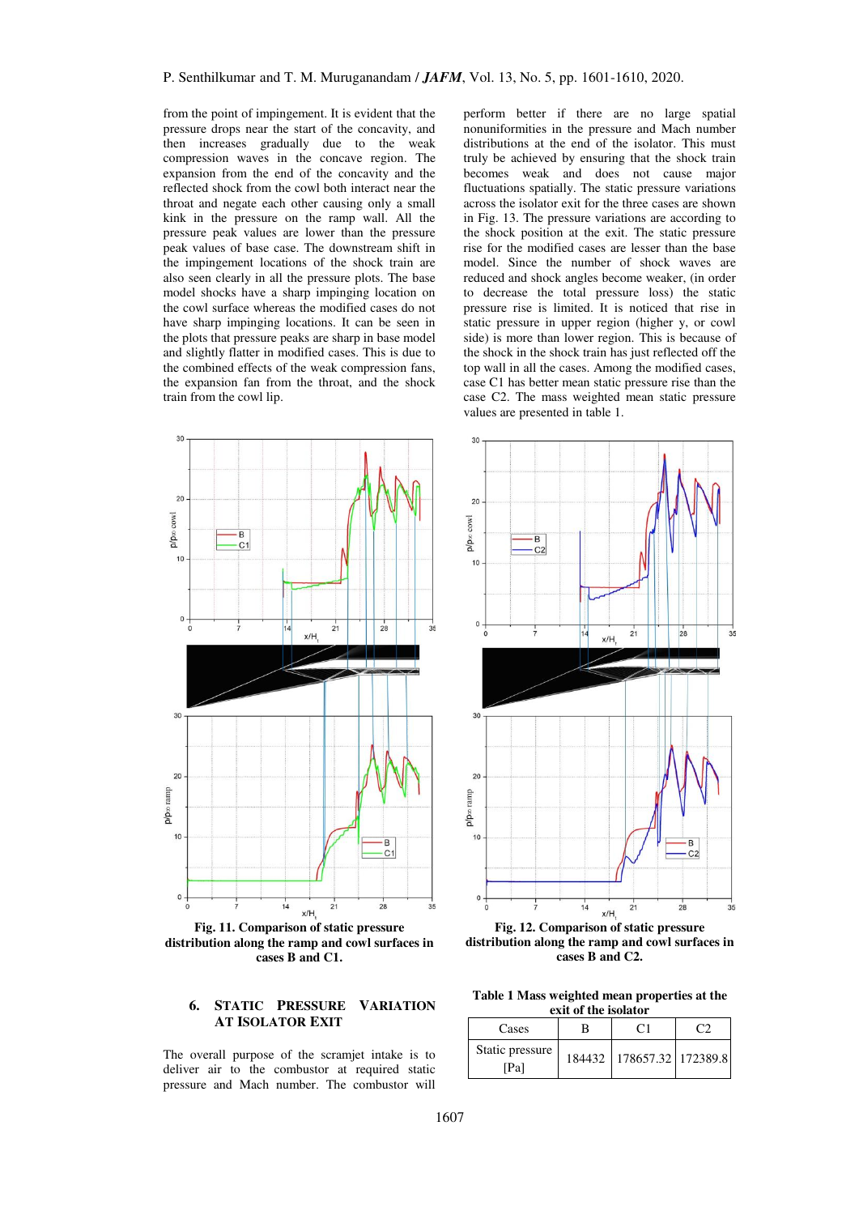from the point of impingement. It is evident that the pressure drops near the start of the concavity, and then increases gradually due to weak compression waves in the concave region. The expansion from the end of the concavity and the reflected shock from the cowl both interact near the throat and negate each other causing only a small kink in the pressure on the ramp wall. All the pressure peak values are lower than the pressure peak values of base case. The downstream shift in the impingement locations of the shock train are also seen clearly in all the pressure plots. The base model shocks have a sharp impinging location on the cowl surface whereas the modified cases do not have sharp impinging locations. It can be seen in the plots that pressure peaks are sharp in base model and slightly flatter in modified cases. This is due to the combined effects of the weak compression fans, the expansion fan from the throat, and the shock train from the cowl lip.

**Fig. 11. Comparison of static pressure distribution along the ramp and cowl surfaces in cases B and C1.**

**Fig. 12. Comparison of static pressure distribution along the ramp and cowl surfaces in cases B and C2.**

## 6. STATIC PRESSURE VARIATION AT ISOLATOR EXIT

The overall purpose of the scramjet intake is to deliver air to the combustor at required static pressure and Mach number. The combustor will perform better if there are no large spatial nonuniformities in the pressure and Mach number distributions at the end of the isolator. This must truly be achieved by ensuring that the shock train becomes weak and does not cause major fluctuations spatially. The static pressure variations across the isolator exit for the three cases are shown in Fig. 13. The pressure variations are according to the shock position at the exit. The static pressure rise for the modified cases are lesser than the base model. Since the number of shock waves are reduced and shock angles become weaker, (in order to decrease the total pressure loss) the static pressure rise is limited. It is noticed that rise in static pressure in upper region (higher y, or cowl side) is more than lower region. This is because of the shock in the shock train has just reflected off the top wall in all the cases. Among the modified cases, case C1 has better mean static pressure rise than the case C2. The mass weighted mean static pressure values are presented in table 1.

**Table 1 Mass weighted mean properties at the exit of the isolator**

| Cases | B | C1 | C2 |
|---|---|---|---|
| Static pressure [Pa] | 184432 | 178657.32 | 172389.8 |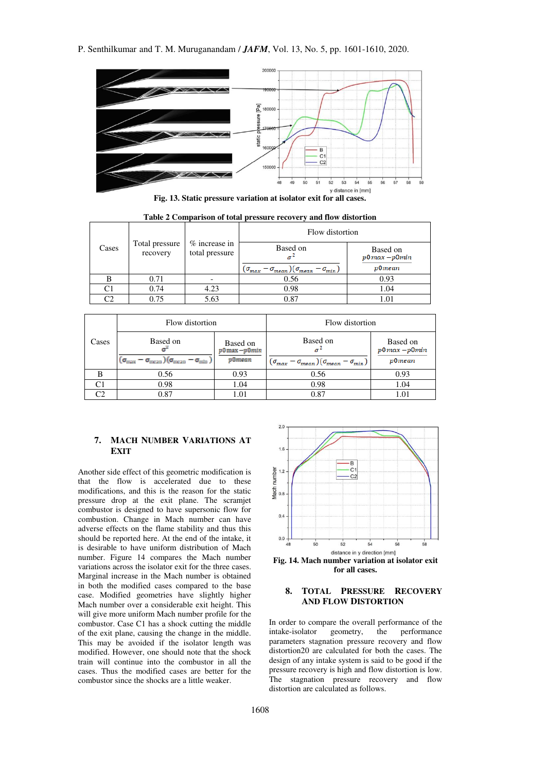Fig. 13. Static pressure variation at isolator exit for all cases.

Table 2 Comparison of total pressure recovery and flow distortion

| Cases | Total pressure recovery | % increase in total pressure | Flow distortion | |
|---|---|---|---|---|
| | | | Based on $\frac{\sigma^2}{(\sigma_{max}-\sigma_{mean})(\sigma_{mean}-\sigma_{min})}$ | Based on $\frac{p0max - p0min}{p0mean}$ |
| B | 0.71 | - | 0.56 | 0.93 |
| C1 | 0.74 | 4.23 | 0.98 | 1.04 |
| C2 | 0.75 | 5.63 | 0.87 | 1.01 |

| Cases | Flow distortion | | Flow distortion | |
|---|---|---|---|---|
| | Based on $\frac{\sigma^2}{(\sigma_{max}-\sigma_{mean})(\sigma_{mean}-\sigma_{min})}$ | Based on $\frac{p0max - p0min}{p0mean}$ | Based on $\frac{\sigma^2}{(\sigma_{max}-\sigma_{mean})(\sigma_{mean}-\sigma_{min})}$ | Based on $\frac{p0max - p0min}{p0mean}$ |
| B | 0.56 | 0.93 | 0.56 | 0.93 |
| C1 | 0.98 | 1.04 | 0.98 | 1.04 |
| C2 | 0.87 | 1.01 | 0.87 | 1.01 |

## 7. MACH NUMBER VARIATIONS AT EXIT

Another side effect of this geometric modification is that the flow is accelerated due to these modifications, and this is the reason for the static pressure drop at the exit plane. The scramjet combustor is designed to have supersonic flow for combustion. Change in Mach number can have adverse effects on the flame stability and thus this should be reported here. At the end of the intake, it is desirable to have uniform distribution of Mach number. Figure 14 compares the Mach number variations across the isolator exit for the three cases. Marginal increase in the Mach number is obtained in both the modified cases compared to the base case. Modified geometries have slightly higher Mach number over a considerable exit height. This will give more uniform Mach number profile for the combustor. Case C1 has a shock cutting the middle of the exit plane, causing the change in the middle. This may be avoided if the isolator length was modified. However, one should note that the shock train will continue into the combustor in all the cases. Thus the modified cases are better for the combustor since the shocks are a little weaker.

Fig. 14. Mach number variation at isolator exit for all cases.

## 8. TOTAL PRESSURE RECOVERY AND FLOW DISTORTION

In order to compare the overall performance of the intake-isolator geometry, the performance parameters stagnation pressure recovery and flow distortion20 are calculated for both the cases. The design of any intake system is said to be good if the pressure recovery is high and flow distortion is low. The stagnation pressure recovery and flow distortion are calculated as follows.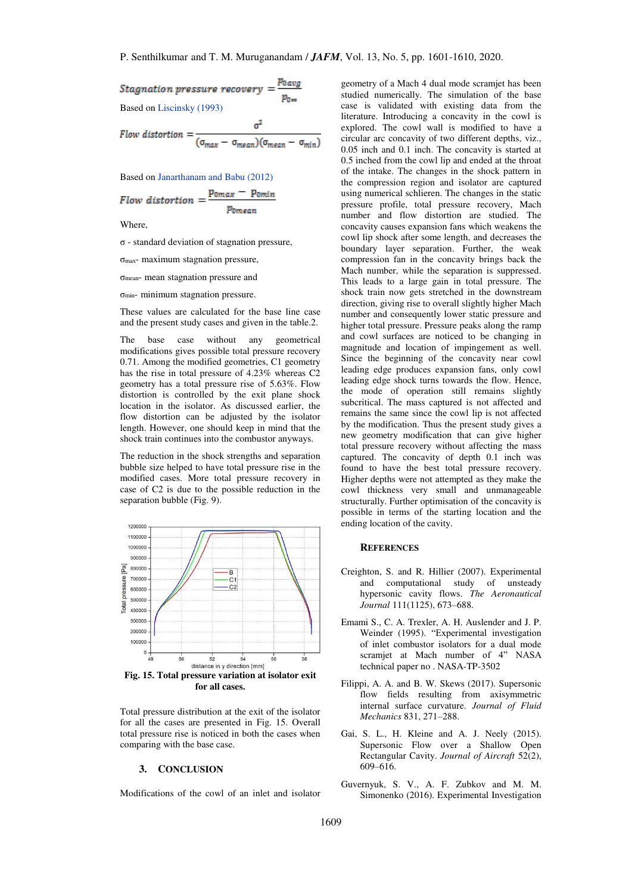$$Stagnation\ pressure\ recovery = \frac{p_{0avg}}{p_{0\infty}}$$

Based on Liscinsky (1993)

$$Flow\ distortion = \frac{\sigma^2}{(\sigma_{max} - \sigma_{mean})(\sigma_{mean} - \sigma_{min})}$$

Based on Janarthanam and Babu (2012)

$$Flow\ distortion = \frac{p_{0max} - p_{0min}}{p_{0mean}}$$

Where,

σ - standard deviation of stagnation pressure,

$\sigma_{max}$- maximum stagnation pressure,

$\sigma_{mean}$- mean stagnation pressure and

$\sigma_{min}$- minimum stagnation pressure.

These values are calculated for the base line case and the present study cases and given in the table.2.

The base case without any geometrical modifications gives possible total pressure recovery 0.71. Among the modified geometries, C1 geometry has the rise in total pressure of 4.23% whereas C2 geometry has a total pressure rise of 5.63%. Flow distortion is controlled by the exit plane shock location in the isolator. As discussed earlier, the flow distortion can be adjusted by the isolator length. However, one should keep in mind that the shock train continues into the combustor anyways.

The reduction in the shock strengths and separation bubble size helped to have total pressure rise in the modified cases. More total pressure recovery in case of C2 is due to the possible reduction in the separation bubble (Fig. 9).

**Fig. 15. Total pressure variation at isolator exit for all cases.**

Total pressure distribution at the exit of the isolator for all the cases are presented in Fig. 15. Overall total pressure rise is noticed in both the cases when comparing with the base case.

## 3. CONCLUSION

Modifications of the cowl of an inlet and isolator geometry of a Mach 4 dual mode scramjet has been studied numerically. The simulation of the base case is validated with existing data from the literature. Introducing a concavity in the cowl is explored. The cowl wall is modified to have a circular arc concavity of two different depths, viz., 0.05 inch and 0.1 inch. The concavity is started at 0.5 inched from the cowl lip and ended at the throat of the intake. The changes in the shock pattern in the compression region and isolator are captured using numerical schlieren. The changes in the static pressure profile, total pressure recovery, Mach number and flow distortion are studied. The concavity causes expansion fans which weakens the cowl lip shock after some length, and decreases the boundary layer separation. Further, the weak compression fan in the concavity brings back the Mach number, while the separation is suppressed. This leads to a large gain in total pressure. The shock train now gets stretched in the downstream direction, giving rise to overall slightly higher Mach number and consequently lower static pressure and higher total pressure. Pressure peaks along the ramp and cowl surfaces are noticed to be changing in magnitude and location of impingement as well. Since the beginning of the concavity near cowl leading edge produces expansion fans, only cowl leading edge shock turns towards the flow. Hence, the mode of operation still remains slightly subcritical. The mass captured is not affected and remains the same since the cowl lip is not affected by the modification. Thus the present study gives a new geometry modification that can give higher total pressure recovery without affecting the mass captured. The concavity of depth 0.1 inch was found to have the best total pressure recovery. Higher depths were not attempted as they make the cowl thickness very small and unmanageable structurally. Further optimisation of the concavity is possible in terms of the starting location and the ending location of the cavity.

## REFERENCES

Creighton, S. and R. Hillier (2007). Experimental and computational study of unsteady hypersonic cavity flows. *The Aeronautical Journal* 111(1125), 673–688.

Emami S., C. A. Trexler, A. H. Auslender and J. P. Weinder (1995). "Experimental investigation of inlet combustor isolators for a dual mode scramjet at Mach number of 4" NASA technical paper no . NASA-TP-3502

Filippi, A. A. and B. W. Skews (2017). Supersonic flow fields resulting from axisymmetric internal surface curvature. *Journal of Fluid Mechanics* 831, 271–288.

Gai, S. L., H. Kleine and A. J. Neely (2015). Supersonic Flow over a Shallow Open Rectangular Cavity. *Journal of Aircraft* 52(2), 609–616.

Guvernyuk, S. V., A. F. Zubkov and M. M. Simonenko (2016). Experimental Investigation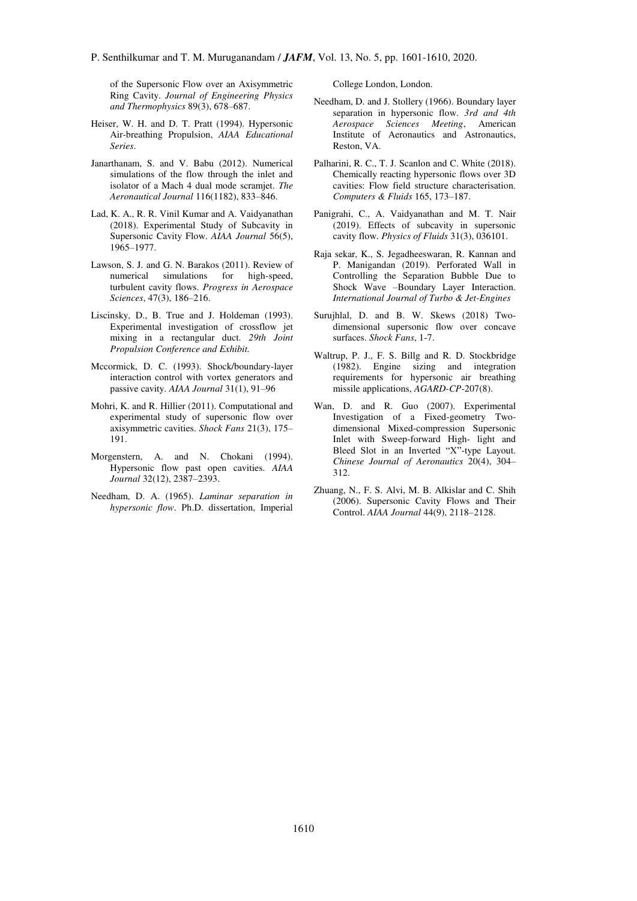of the Supersonic Flow over an Axisymmetric Ring Cavity. *Journal of Engineering Physics and Thermophysics* 89(3), 678–687.

Heiser, W. H. and D. T. Pratt (1994). Hypersonic Air-breathing Propulsion, *AIAA Educational Series*.

Janarthanam, S. and V. Babu (2012). Numerical simulations of the flow through the inlet and isolator of a Mach 4 dual mode scramjet. *The Aeronautical Journal* 116(1182), 833–846.

Lad, K. A., R. R. Vinil Kumar and A. Vaidyanathan (2018). Experimental Study of Subcavity in Supersonic Cavity Flow. *AIAA Journal* 56(5), 1965–1977.

Lawson, S. J. and G. N. Barakos (2011). Review of numerical simulations for high-speed, turbulent cavity flows. *Progress in Aerospace Sciences*, 47(3), 186–216.

Liscinsky, D., B. True and J. Holdeman (1993). Experimental investigation of crossflow jet mixing in a rectangular duct. *29th Joint Propulsion Conference and Exhibit.*

Mccormick, D. C. (1993). Shock/boundary-layer interaction control with vortex generators and passive cavity. *AIAA Journal* 31(1), 91–96

Mohri, K. and R. Hillier (2011). Computational and experimental study of supersonic flow over axisymmetric cavities. *Shock Fans* 21(3), 175–191.

Morgenstern, A. and N. Chokani (1994). Hypersonic flow past open cavities. *AIAA Journal* 32(12), 2387–2393.

Needham, D. A. (1965). *Laminar separation in hypersonic flow*. Ph.D. dissertation, Imperial College London, London.

Needham, D. and J. Stollery (1966). Boundary layer separation in hypersonic flow. *3rd and 4th Aerospace Sciences Meeting*, American Institute of Aeronautics and Astronautics, Reston, VA.

Palharini, R. C., T. J. Scanlon and C. White (2018). Chemically reacting hypersonic flows over 3D cavities: Flow field structure characterisation. *Computers & Fluids* 165, 173–187.

Panigrahi, C., A. Vaidyanathan and M. T. Nair (2019). Effects of subcavity in supersonic cavity flow. *Physics of Fluids* 31(3), 036101.

Raja sekar, K., S. Jegadheeswaran, R. Kannan and P. Manigandan (2019). Perforated Wall in Controlling the Separation Bubble Due to Shock Wave –Boundary Layer Interaction. *International Journal of Turbo & Jet-Engines*

Surujhlal, D. and B. W. Skews (2018) Two-dimensional supersonic flow over concave surfaces. *Shock Fans*, 1-7.

Waltrup, P. J., F. S. Billg and R. D. Stockbridge (1982). Engine sizing and integration requirements for hypersonic air breathing missile applications, *AGARD-CP*-207(8).

Wan, D. and R. Guo (2007). Experimental Investigation of a Fixed-geometry Two-dimensional Mixed-compression Supersonic Inlet with Sweep-forward High- light and Bleed Slot in an Inverted "X"-type Layout. *Chinese Journal of Aeronautics* 20(4), 304–312.

Zhuang, N., F. S. Alvi, M. B. Alkislar and C. Shih (2006). Supersonic Cavity Flows and Their Control. *AIAA Journal* 44(9), 2118–2128.